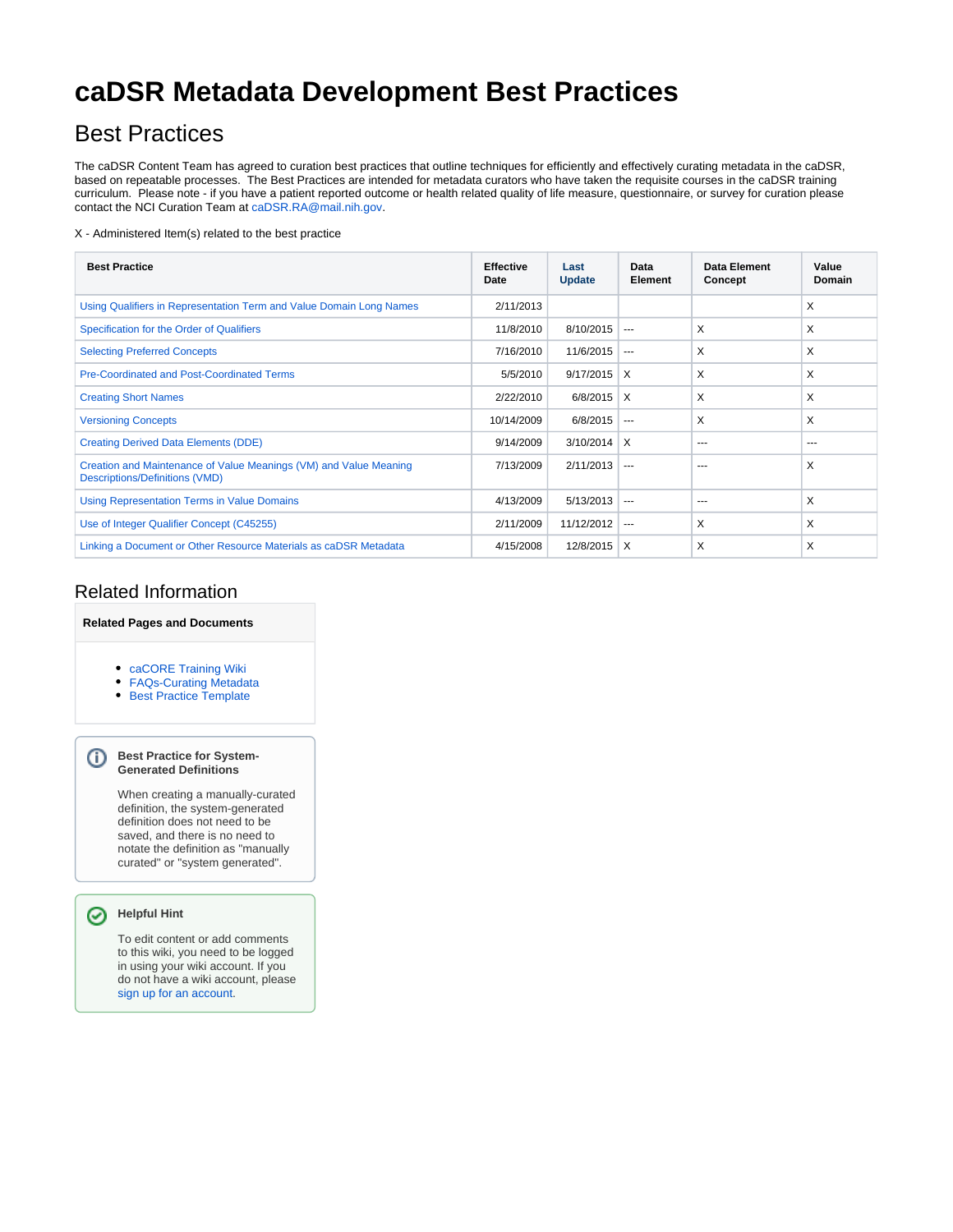# caDSR Metadata Development Best Practices

## Best Practices

The caDSR Content Team has agreed to curation best practices that outline techniques for efficiently and effectively curating metadata in the caDSR, based on repeatable processes. The Best Practices are intended for metadata curators who have taken the requisite courses in the caDSR training curriculum. Please note - if you have a patient reported outcome or health related quality of life measure, questionnaire, or survey for curation please contact the NCI Curation Team at caDSR.RA@mail.nih.gov.

X - Administered Item(s) related to the best practice

| Best Practice | Effective Date | Last Update | Data Element | Data Element Concept | Value Domain |
|---|---|---|---|---|---|
| Using Qualifiers in Representation Term and Value Domain Long Names | 2/11/2013 | | | | X |
| Specification for the Order of Qualifiers | 11/8/2010 | 8/10/2015 | --- | X | X |
| Selecting Preferred Concepts | 7/16/2010 | 11/6/2015 | --- | X | X |
| Pre-Coordinated and Post-Coordinated Terms | 5/5/2010 | 9/17/2015 | X | X | X |
| Creating Short Names | 2/22/2010 | 6/8/2015 | X | X | X |
| Versioning Concepts | 10/14/2009 | 6/8/2015 | --- | X | X |
| Creating Derived Data Elements (DDE) | 9/14/2009 | 3/10/2014 | X | --- | --- |
| Creation and Maintenance of Value Meanings (VM) and Value Meaning Descriptions/Definitions (VMD) | 7/13/2009 | 2/11/2013 | --- | --- | X |
| Using Representation Terms in Value Domains | 4/13/2009 | 5/13/2013 | --- | --- | X |
| Use of Integer Qualifier Concept (C45255) | 2/11/2009 | 11/12/2012 | --- | X | X |
| Linking a Document or Other Resource Materials as caDSR Metadata | 4/15/2008 | 12/8/2015 | X | X | X |

## Related Information

**Related Pages and Documents**

- caCORE Training Wiki
- FAQs-Curating Metadata
- Best Practice Template

**Best Practice for System-Generated Definitions**

When creating a manually-curated definition, the system-generated definition does not need to be saved, and there is no need to notate the definition as "manually curated" or "system generated".

**Helpful Hint**

To edit content or add comments to this wiki, you need to be logged in using your wiki account. If you do not have a wiki account, please sign up for an account.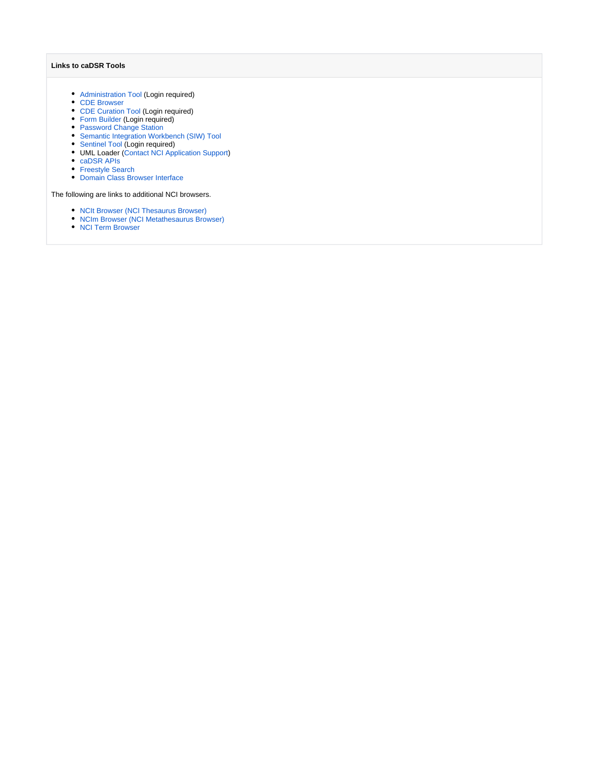**Links to caDSR Tools**

- Administration Tool (Login required)
- CDE Browser
- CDE Curation Tool (Login required)
- Form Builder (Login required)
- Password Change Station
- Semantic Integration Workbench (SIW) Tool
- Sentinel Tool (Login required)
- UML Loader (Contact NCI Application Support)
- caDSR APIs
- Freestyle Search
- Domain Class Browser Interface

The following are links to additional NCI browsers.

- NCIt Browser (NCI Thesaurus Browser)
- NCIm Browser (NCI Metathesaurus Browser)
- NCI Term Browser